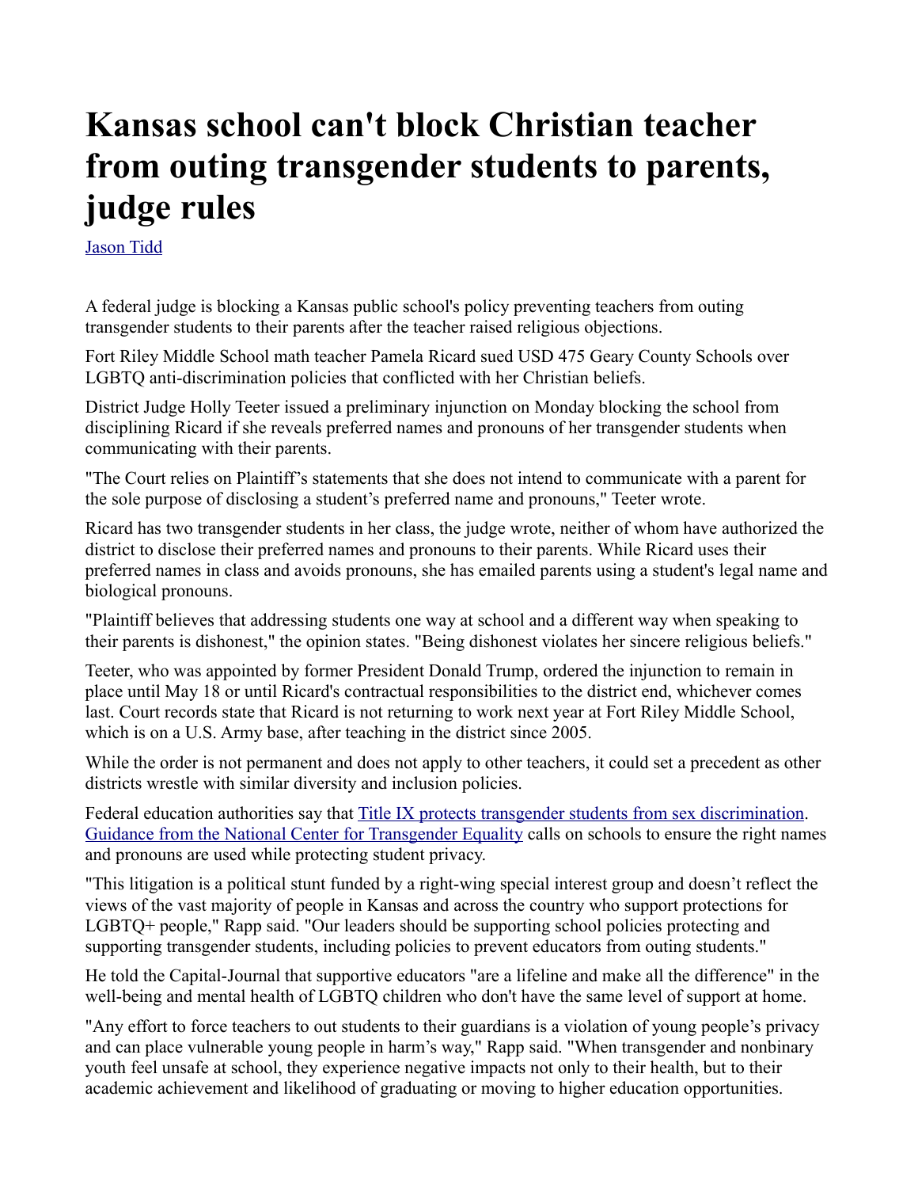# Kansas school can't block Christian teacher from outing transgender students to parents, judge rules

[Jason Tidd]

A federal judge is blocking a Kansas public school's policy preventing teachers from outing transgender students to their parents after the teacher raised religious objections.

Fort Riley Middle School math teacher Pamela Ricard sued USD 475 Geary County Schools over LGBTQ anti-discrimination policies that conflicted with her Christian beliefs.

District Judge Holly Teeter issued a preliminary injunction on Monday blocking the school from disciplining Ricard if she reveals preferred names and pronouns of her transgender students when communicating with their parents.

"The Court relies on Plaintiff's statements that she does not intend to communicate with a parent for the sole purpose of disclosing a student's preferred name and pronouns," Teeter wrote.

Ricard has two transgender students in her class, the judge wrote, neither of whom have authorized the district to disclose their preferred names and pronouns to their parents. While Ricard uses their preferred names in class and avoids pronouns, she has emailed parents using a student's legal name and biological pronouns.

"Plaintiff believes that addressing students one way at school and a different way when speaking to their parents is dishonest," the opinion states. "Being dishonest violates her sincere religious beliefs."

Teeter, who was appointed by former President Donald Trump, ordered the injunction to remain in place until May 18 or until Ricard's contractual responsibilities to the district end, whichever comes last. Court records state that Ricard is not returning to work next year at Fort Riley Middle School, which is on a U.S. Army base, after teaching in the district since 2005.

While the order is not permanent and does not apply to other teachers, it could set a precedent as other districts wrestle with similar diversity and inclusion policies.

Federal education authorities say that [Title IX protects transgender students from sex discrimination]. [Guidance from the National Center for Transgender Equality] calls on schools to ensure the right names and pronouns are used while protecting student privacy.

"This litigation is a political stunt funded by a right-wing special interest group and doesn't reflect the views of the vast majority of people in Kansas and across the country who support protections for LGBTQ+ people," Rapp said. "Our leaders should be supporting school policies protecting and supporting transgender students, including policies to prevent educators from outing students."

He told the Capital-Journal that supportive educators "are a lifeline and make all the difference" in the well-being and mental health of LGBTQ children who don't have the same level of support at home.

"Any effort to force teachers to out students to their guardians is a violation of young people's privacy and can place vulnerable young people in harm's way," Rapp said. "When transgender and nonbinary youth feel unsafe at school, they experience negative impacts not only to their health, but to their academic achievement and likelihood of graduating or moving to higher education opportunities.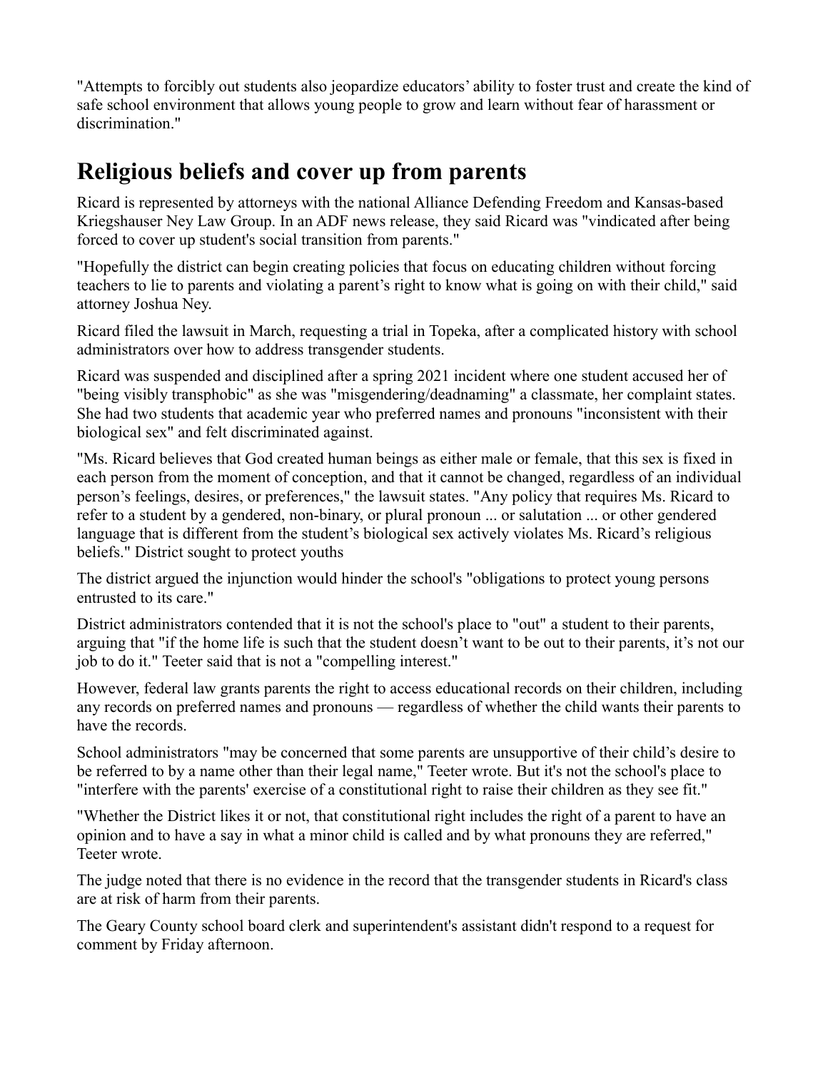"Attempts to forcibly out students also jeopardize educators' ability to foster trust and create the kind of safe school environment that allows young people to grow and learn without fear of harassment or discrimination."

## Religious beliefs and cover up from parents

Ricard is represented by attorneys with the national Alliance Defending Freedom and Kansas-based Kriegshauser Ney Law Group. In an ADF news release, they said Ricard was "vindicated after being forced to cover up student's social transition from parents."

"Hopefully the district can begin creating policies that focus on educating children without forcing teachers to lie to parents and violating a parent's right to know what is going on with their child," said attorney Joshua Ney.

Ricard filed the lawsuit in March, requesting a trial in Topeka, after a complicated history with school administrators over how to address transgender students.

Ricard was suspended and disciplined after a spring 2021 incident where one student accused her of "being visibly transphobic" as she was "misgendering/deadnaming" a classmate, her complaint states. She had two students that academic year who preferred names and pronouns "inconsistent with their biological sex" and felt discriminated against.

"Ms. Ricard believes that God created human beings as either male or female, that this sex is fixed in each person from the moment of conception, and that it cannot be changed, regardless of an individual person's feelings, desires, or preferences," the lawsuit states. "Any policy that requires Ms. Ricard to refer to a student by a gendered, non-binary, or plural pronoun ... or salutation ... or other gendered language that is different from the student's biological sex actively violates Ms. Ricard's religious beliefs." District sought to protect youths

The district argued the injunction would hinder the school's "obligations to protect young persons entrusted to its care."

District administrators contended that it is not the school's place to "out" a student to their parents, arguing that "if the home life is such that the student doesn't want to be out to their parents, it's not our job to do it." Teeter said that is not a "compelling interest."

However, federal law grants parents the right to access educational records on their children, including any records on preferred names and pronouns — regardless of whether the child wants their parents to have the records.

School administrators "may be concerned that some parents are unsupportive of their child's desire to be referred to by a name other than their legal name," Teeter wrote. But it's not the school's place to "interfere with the parents' exercise of a constitutional right to raise their children as they see fit."

"Whether the District likes it or not, that constitutional right includes the right of a parent to have an opinion and to have a say in what a minor child is called and by what pronouns they are referred," Teeter wrote.

The judge noted that there is no evidence in the record that the transgender students in Ricard's class are at risk of harm from their parents.

The Geary County school board clerk and superintendent's assistant didn't respond to a request for comment by Friday afternoon.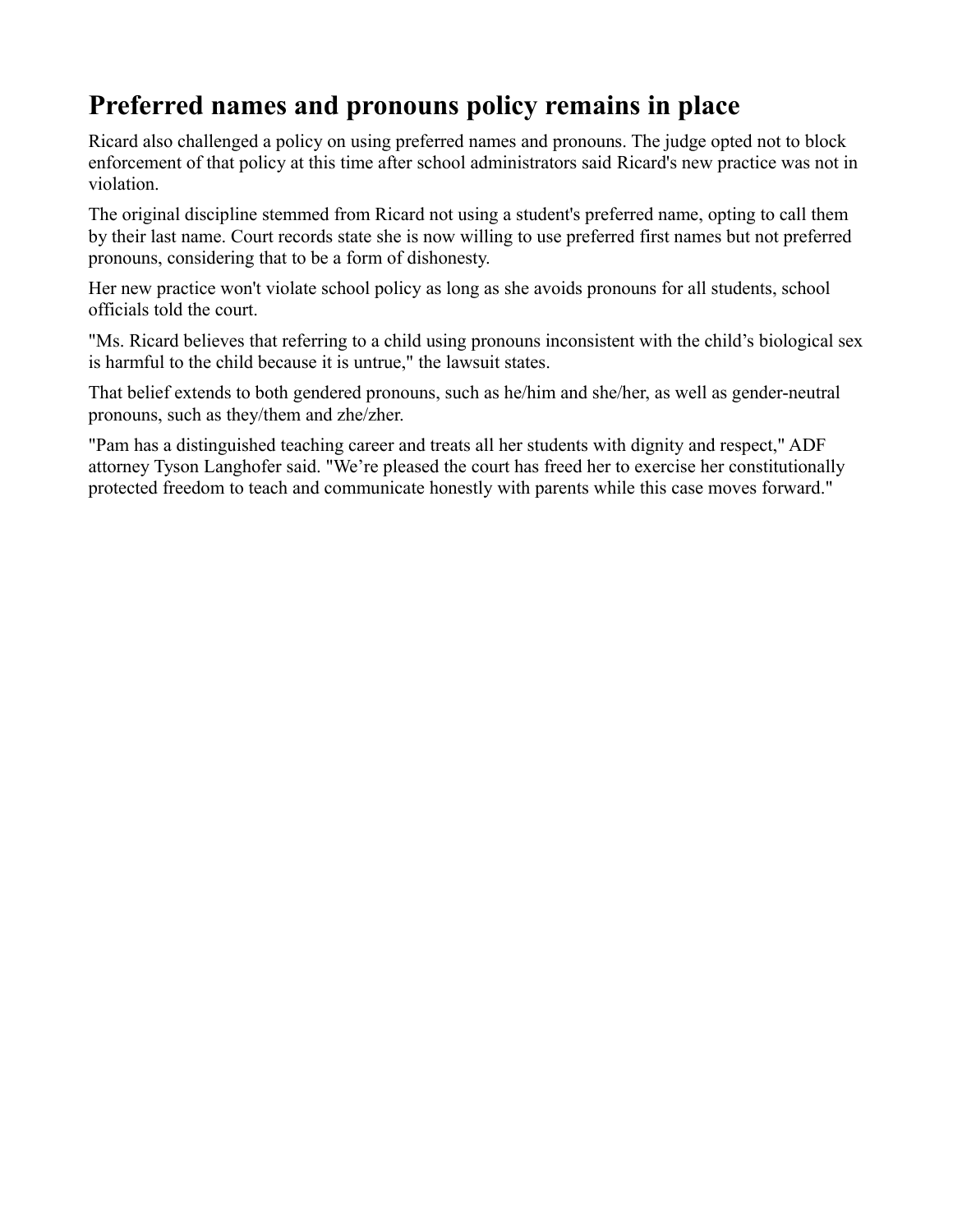## Preferred names and pronouns policy remains in place

Ricard also challenged a policy on using preferred names and pronouns. The judge opted not to block enforcement of that policy at this time after school administrators said Ricard's new practice was not in violation.

The original discipline stemmed from Ricard not using a student's preferred name, opting to call them by their last name. Court records state she is now willing to use preferred first names but not preferred pronouns, considering that to be a form of dishonesty.

Her new practice won't violate school policy as long as she avoids pronouns for all students, school officials told the court.

"Ms. Ricard believes that referring to a child using pronouns inconsistent with the child's biological sex is harmful to the child because it is untrue," the lawsuit states.

That belief extends to both gendered pronouns, such as he/him and she/her, as well as gender-neutral pronouns, such as they/them and zhe/zher.

"Pam has a distinguished teaching career and treats all her students with dignity and respect," ADF attorney Tyson Langhofer said. "We're pleased the court has freed her to exercise her constitutionally protected freedom to teach and communicate honestly with parents while this case moves forward."